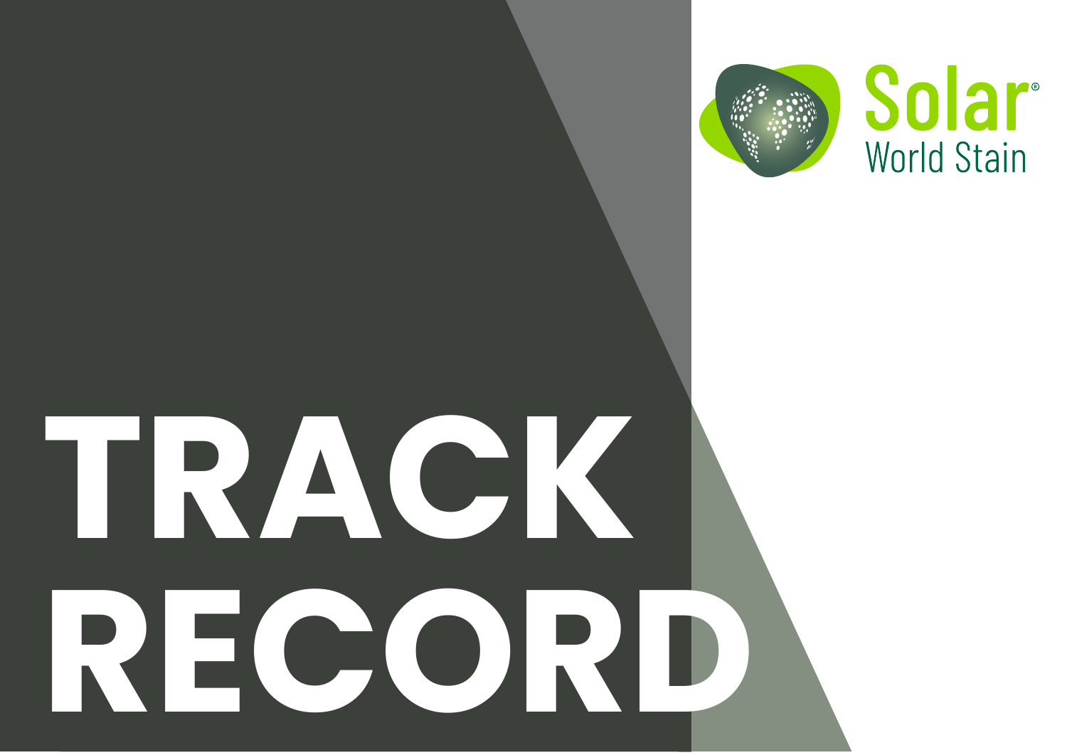Solar®
World Stain

# TRACK RECORD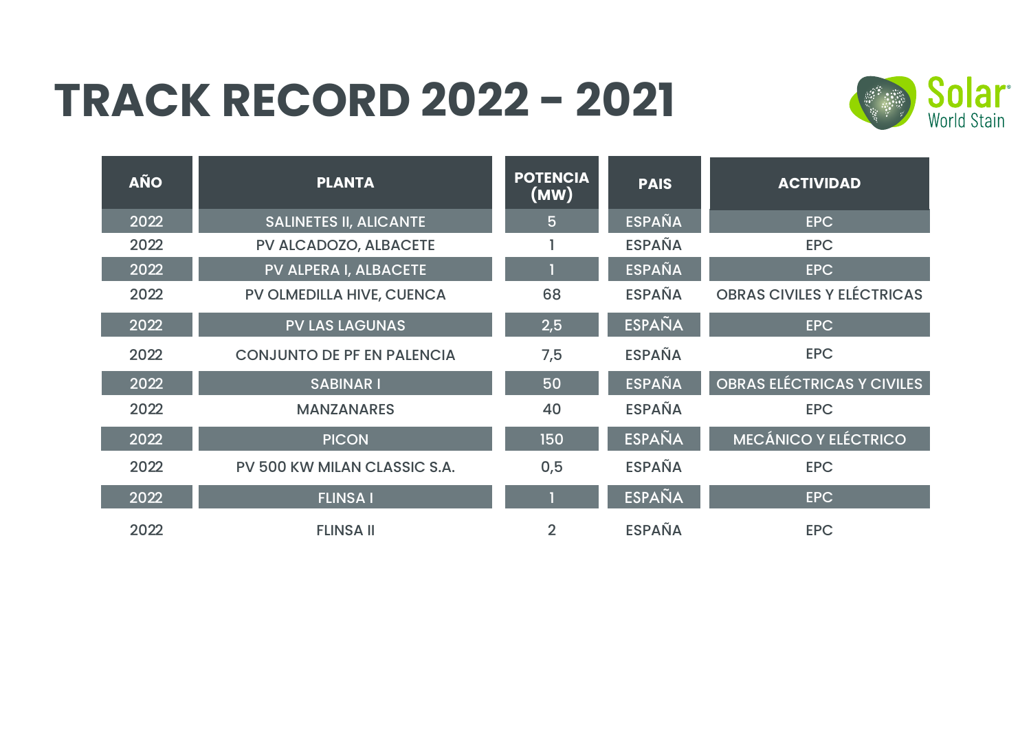# TRACK RECORD 2022 – 2021

Solar World Stain

| AÑO | PLANTA | POTENCIA (MW) | PAIS | ACTIVIDAD |
|---|---|---|---|---|
| 2022 | SALINETES II, ALICANTE | 5 | ESPAÑA | EPC |
| 2022 | PV ALCADOZO, ALBACETE | 1 | ESPAÑA | EPC |
| 2022 | PV ALPERA I, ALBACETE | 1 | ESPAÑA | EPC |
| 2022 | PV OLMEDILLA HIVE, CUENCA | 68 | ESPAÑA | OBRAS CIVILES Y ELÉCTRICAS |
| 2022 | PV LAS LAGUNAS | 2,5 | ESPAÑA | EPC |
| 2022 | CONJUNTO DE PF EN PALENCIA | 7,5 | ESPAÑA | EPC |
| 2022 | SABINAR I | 50 | ESPAÑA | OBRAS ELÉCTRICAS Y CIVILES |
| 2022 | MANZANARES | 40 | ESPAÑA | EPC |
| 2022 | PICON | 150 | ESPAÑA | MECÁNICO Y ELÉCTRICO |
| 2022 | PV 500 KW MILAN CLASSIC S.A. | 0,5 | ESPAÑA | EPC |
| 2022 | FLINSA I | 1 | ESPAÑA | EPC |
| 2022 | FLINSA II | 2 | ESPAÑA | EPC |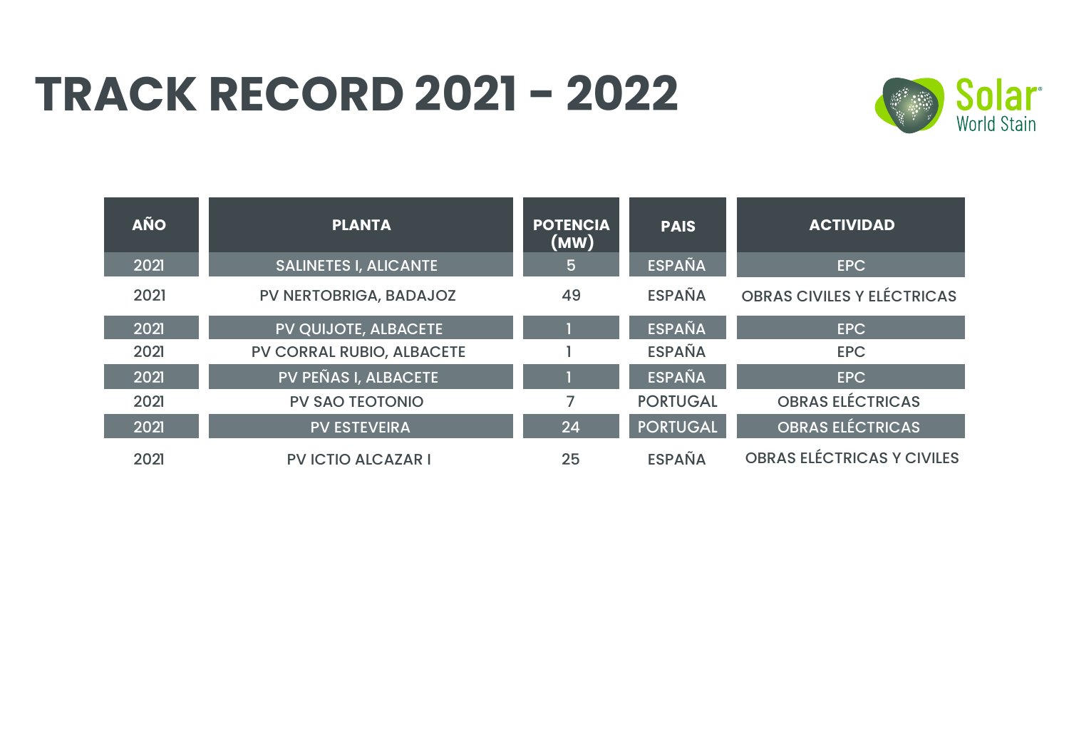# TRACK RECORD 2021 - 2022

Solar World Stain

| AÑO | PLANTA | POTENCIA (MW) | PAIS | ACTIVIDAD |
|---|---|---|---|---|
| 2021 | SALINETES I, ALICANTE | 5 | ESPAÑA | EPC |
| 2021 | PV NERTOBRIGA, BADAJOZ | 49 | ESPAÑA | OBRAS CIVILES Y ELÉCTRICAS |
| 2021 | PV QUIJOTE, ALBACETE | 1 | ESPAÑA | EPC |
| 2021 | PV CORRAL RUBIO, ALBACETE | 1 | ESPAÑA | EPC |
| 2021 | PV PEÑAS I, ALBACETE | 1 | ESPAÑA | EPC |
| 2021 | PV SAO TEOTONIO | 7 | PORTUGAL | OBRAS ELÉCTRICAS |
| 2021 | PV ESTEVEIRA | 24 | PORTUGAL | OBRAS ELÉCTRICAS |
| 2021 | PV ICTIO ALCAZAR I | 25 | ESPAÑA | OBRAS ELÉCTRICAS Y CIVILES |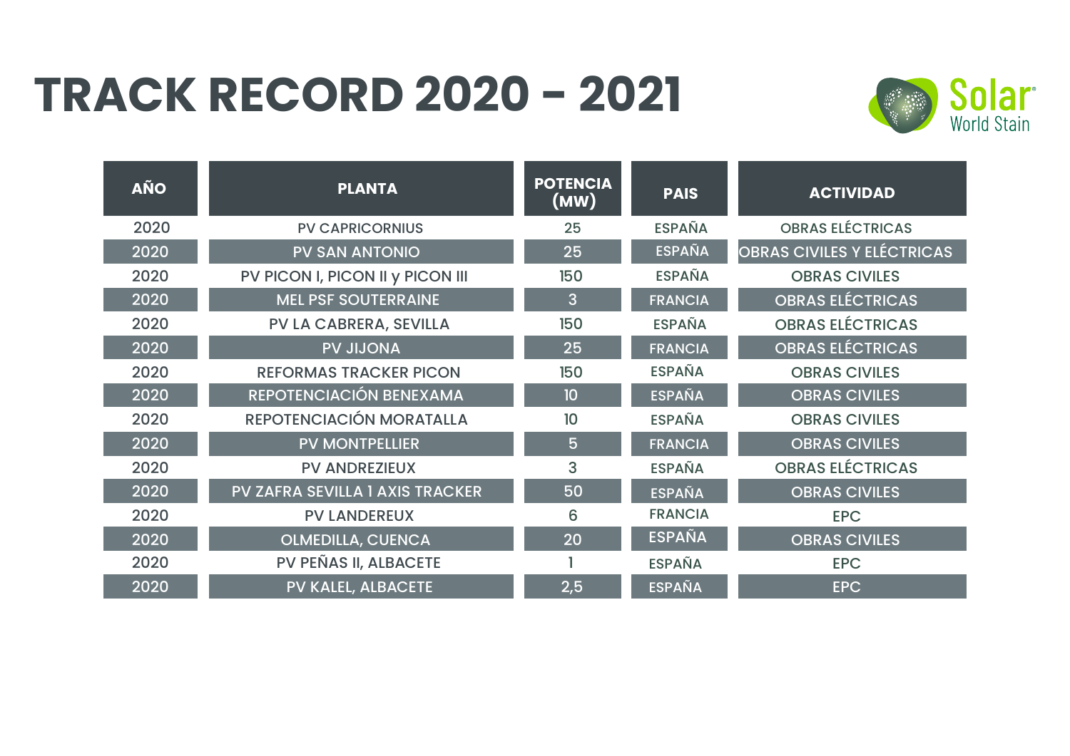# TRACK RECORD 2020 – 2021

Solar World Stain

| AÑO | PLANTA | POTENCIA (MW) | PAIS | ACTIVIDAD |
|---|---|---|---|---|
| 2020 | PV CAPRICORNIUS | 25 | ESPAÑA | OBRAS ELÉCTRICAS |
| 2020 | PV SAN ANTONIO | 25 | ESPAÑA | OBRAS CIVILES Y ELÉCTRICAS |
| 2020 | PV PICON I, PICON II y PICON III | 150 | ESPAÑA | OBRAS CIVILES |
| 2020 | MEL PSF SOUTERRAINE | 3 | FRANCIA | OBRAS ELÉCTRICAS |
| 2020 | PV LA CABRERA, SEVILLA | 150 | ESPAÑA | OBRAS ELÉCTRICAS |
| 2020 | PV JIJONA | 25 | FRANCIA | OBRAS ELÉCTRICAS |
| 2020 | REFORMAS TRACKER PICON | 150 | ESPAÑA | OBRAS CIVILES |
| 2020 | REPOTENCIACIÓN BENEXAMA | 10 | ESPAÑA | OBRAS CIVILES |
| 2020 | REPOTENCIACIÓN MORATALLA | 10 | ESPAÑA | OBRAS CIVILES |
| 2020 | PV MONTPELLIER | 5 | FRANCIA | OBRAS CIVILES |
| 2020 | PV ANDREZIEUX | 3 | ESPAÑA | OBRAS ELÉCTRICAS |
| 2020 | PV ZAFRA SEVILLA 1 AXIS TRACKER | 50 | ESPAÑA | OBRAS CIVILES |
| 2020 | PV LANDEREUX | 6 | FRANCIA | EPC |
| 2020 | OLMEDILLA, CUENCA | 20 | ESPAÑA | OBRAS CIVILES |
| 2020 | PV PEÑAS II, ALBACETE | 1 | ESPAÑA | EPC |
| 2020 | PV KALEL, ALBACETE | 2,5 | ESPAÑA | EPC |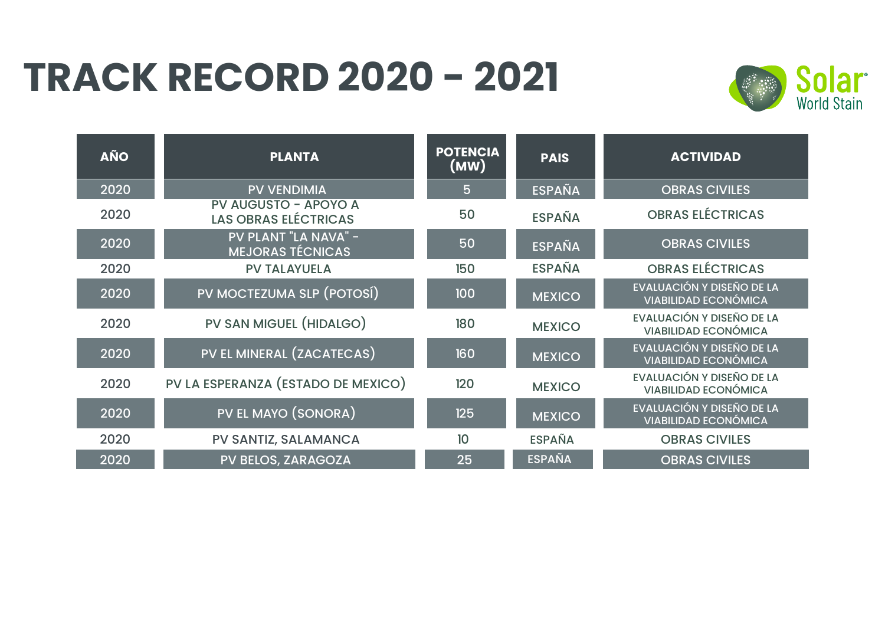# TRACK RECORD 2020 - 2021

| AÑO | PLANTA | POTENCIA (MW) | PAIS | ACTIVIDAD |
|---|---|---|---|---|
| 2020 | PV VENDIMIA | 5 | ESPAÑA | OBRAS CIVILES |
| 2020 | PV AUGUSTO - APOYO A LAS OBRAS ELÉCTRICAS | 50 | ESPAÑA | OBRAS ELÉCTRICAS |
| 2020 | PV PLANT "LA NAVA" - MEJORAS TÉCNICAS | 50 | ESPAÑA | OBRAS CIVILES |
| 2020 | PV TALAYUELA | 150 | ESPAÑA | OBRAS ELÉCTRICAS |
| 2020 | PV MOCTEZUMA SLP (POTOSÍ) | 100 | MEXICO | EVALUACIÓN Y DISEÑO DE LA VIABILIDAD ECONÓMICA |
| 2020 | PV SAN MIGUEL (HIDALGO) | 180 | MEXICO | EVALUACIÓN Y DISEÑO DE LA VIABILIDAD ECONÓMICA |
| 2020 | PV EL MINERAL (ZACATECAS) | 160 | MEXICO | EVALUACIÓN Y DISEÑO DE LA VIABILIDAD ECONÓMICA |
| 2020 | PV LA ESPERANZA (ESTADO DE MEXICO) | 120 | MEXICO | EVALUACIÓN Y DISEÑO DE LA VIABILIDAD ECONÓMICA |
| 2020 | PV EL MAYO (SONORA) | 125 | MEXICO | EVALUACIÓN Y DISEÑO DE LA VIABILIDAD ECONÓMICA |
| 2020 | PV SANTIZ, SALAMANCA | 10 | ESPAÑA | OBRAS CIVILES |
| 2020 | PV BELOS, ZARAGOZA | 25 | ESPAÑA | OBRAS CIVILES |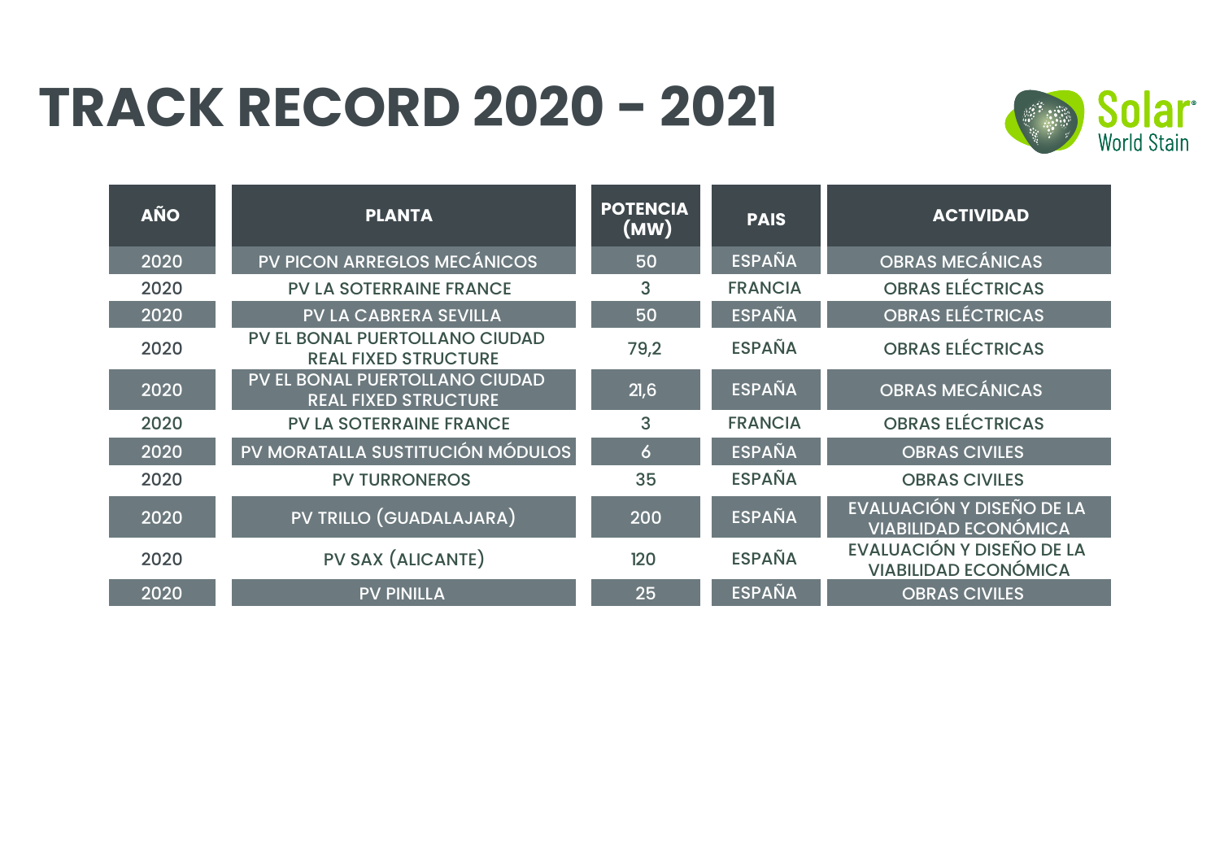# TRACK RECORD 2020 - 2021

| AÑO | PLANTA | POTENCIA (MW) | PAIS | ACTIVIDAD |
|---|---|---|---|---|
| 2020 | PV PICON ARREGLOS MECÁNICOS | 50 | ESPAÑA | OBRAS MECÁNICAS |
| 2020 | PV LA SOTERRAINE FRANCE | 3 | FRANCIA | OBRAS ELÉCTRICAS |
| 2020 | PV LA CABRERA SEVILLA | 50 | ESPAÑA | OBRAS ELÉCTRICAS |
| 2020 | PV EL BONAL PUERTOLLANO CIUDAD REAL FIXED STRUCTURE | 79,2 | ESPAÑA | OBRAS ELÉCTRICAS |
| 2020 | PV EL BONAL PUERTOLLANO CIUDAD REAL FIXED STRUCTURE | 21,6 | ESPAÑA | OBRAS MECÁNICAS |
| 2020 | PV LA SOTERRAINE FRANCE | 3 | FRANCIA | OBRAS ELÉCTRICAS |
| 2020 | PV MORATALLA SUSTITUCIÓN MÓDULOS | 6 | ESPAÑA | OBRAS CIVILES |
| 2020 | PV TURRONEROS | 35 | ESPAÑA | OBRAS CIVILES |
| 2020 | PV TRILLO (GUADALAJARA) | 200 | ESPAÑA | EVALUACIÓN Y DISEÑO DE LA VIABILIDAD ECONÓMICA |
| 2020 | PV SAX (ALICANTE) | 120 | ESPAÑA | EVALUACIÓN Y DISEÑO DE LA VIABILIDAD ECONÓMICA |
| 2020 | PV PINILLA | 25 | ESPAÑA | OBRAS CIVILES |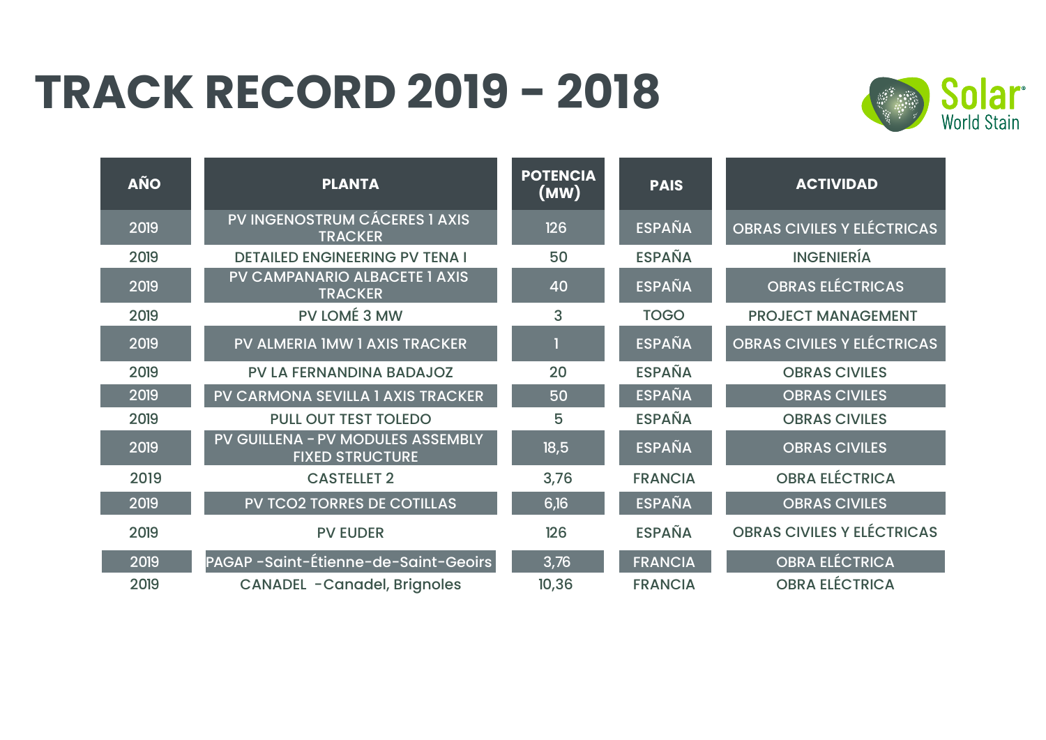# TRACK RECORD 2019 - 2018

Solar World Stain

| AÑO | PLANTA | POTENCIA (MW) | PAIS | ACTIVIDAD |
|---|---|---|---|---|
| 2019 | PV INGENOSTRUM CÁCERES 1 AXIS TRACKER | 126 | ESPAÑA | OBRAS CIVILES Y ELÉCTRICAS |
| 2019 | DETAILED ENGINEERING PV TENA I | 50 | ESPAÑA | INGENIERÍA |
| 2019 | PV CAMPANARIO ALBACETE 1 AXIS TRACKER | 40 | ESPAÑA | OBRAS ELÉCTRICAS |
| 2019 | PV LOMÉ 3 MW | 3 | TOGO | PROJECT MANAGEMENT |
| 2019 | PV ALMERIA 1MW 1 AXIS TRACKER | 1 | ESPAÑA | OBRAS CIVILES Y ELÉCTRICAS |
| 2019 | PV LA FERNANDINA BADAJOZ | 20 | ESPAÑA | OBRAS CIVILES |
| 2019 | PV CARMONA SEVILLA 1 AXIS TRACKER | 50 | ESPAÑA | OBRAS CIVILES |
| 2019 | PULL OUT TEST TOLEDO | 5 | ESPAÑA | OBRAS CIVILES |
| 2019 | PV GUILLENA - PV MODULES ASSEMBLY FIXED STRUCTURE | 18,5 | ESPAÑA | OBRAS CIVILES |
| 2019 | CASTELLET 2 | 3,76 | FRANCIA | OBRA ELÉCTRICA |
| 2019 | PV TCO2 TORRES DE COTILLAS | 6,16 | ESPAÑA | OBRAS CIVILES |
| 2019 | PV EUDER | 126 | ESPAÑA | OBRAS CIVILES Y ELÉCTRICAS |
| 2019 | PAGAP -Saint-Étienne-de-Saint-Geoirs | 3,76 | FRANCIA | OBRA ELÉCTRICA |
| 2019 | CANADEL -Canadel, Brignoles | 10,36 | FRANCIA | OBRA ELÉCTRICA |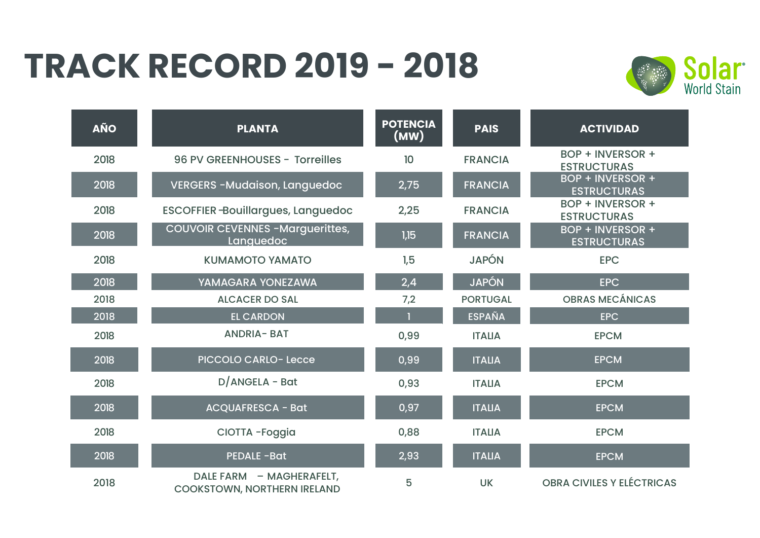# TRACK RECORD 2019 – 2018

Solar World Stain

| AÑO | PLANTA | POTENCIA (MW) | PAIS | ACTIVIDAD |
|---|---|---|---|---|
| 2018 | 96 PV GREENHOUSES - Torreilles | 10 | FRANCIA | BOP + INVERSOR + ESTRUCTURAS |
| 2018 | VERGERS -Mudaison, Languedoc | 2,75 | FRANCIA | BOP + INVERSOR + ESTRUCTURAS |
| 2018 | ESCOFFIER -Bouillargues, Languedoc | 2,25 | FRANCIA | BOP + INVERSOR + ESTRUCTURAS |
| 2018 | COUVOIR CEVENNES -Marguerittes, Languedoc | 1,15 | FRANCIA | BOP + INVERSOR + ESTRUCTURAS |
| 2018 | KUMAMOTO YAMATO | 1,5 | JAPÓN | EPC |
| 2018 | YAMAGARA YONEZAWA | 2,4 | JAPÓN | EPC |
| 2018 | ALCACER DO SAL | 7,2 | PORTUGAL | OBRAS MECÁNICAS |
| 2018 | EL CARDON | 1 | ESPAÑA | EPC |
| 2018 | ANDRIA- BAT | 0,99 | ITALIA | EPCM |
| 2018 | PICCOLO CARLO- Lecce | 0,99 | ITALIA | EPCM |
| 2018 | D/ANGELA - Bat | 0,93 | ITALIA | EPCM |
| 2018 | ACQUAFRESCA - Bat | 0,97 | ITALIA | EPCM |
| 2018 | CIOTTA -Foggia | 0,88 | ITALIA | EPCM |
| 2018 | PEDALE -Bat | 2,93 | ITALIA | EPCM |
| 2018 | DALE FARM – MAGHERAFELT, COOKSTOWN, NORTHERN IRELAND | 5 | UK | OBRA CIVILES Y ELÉCTRICAS |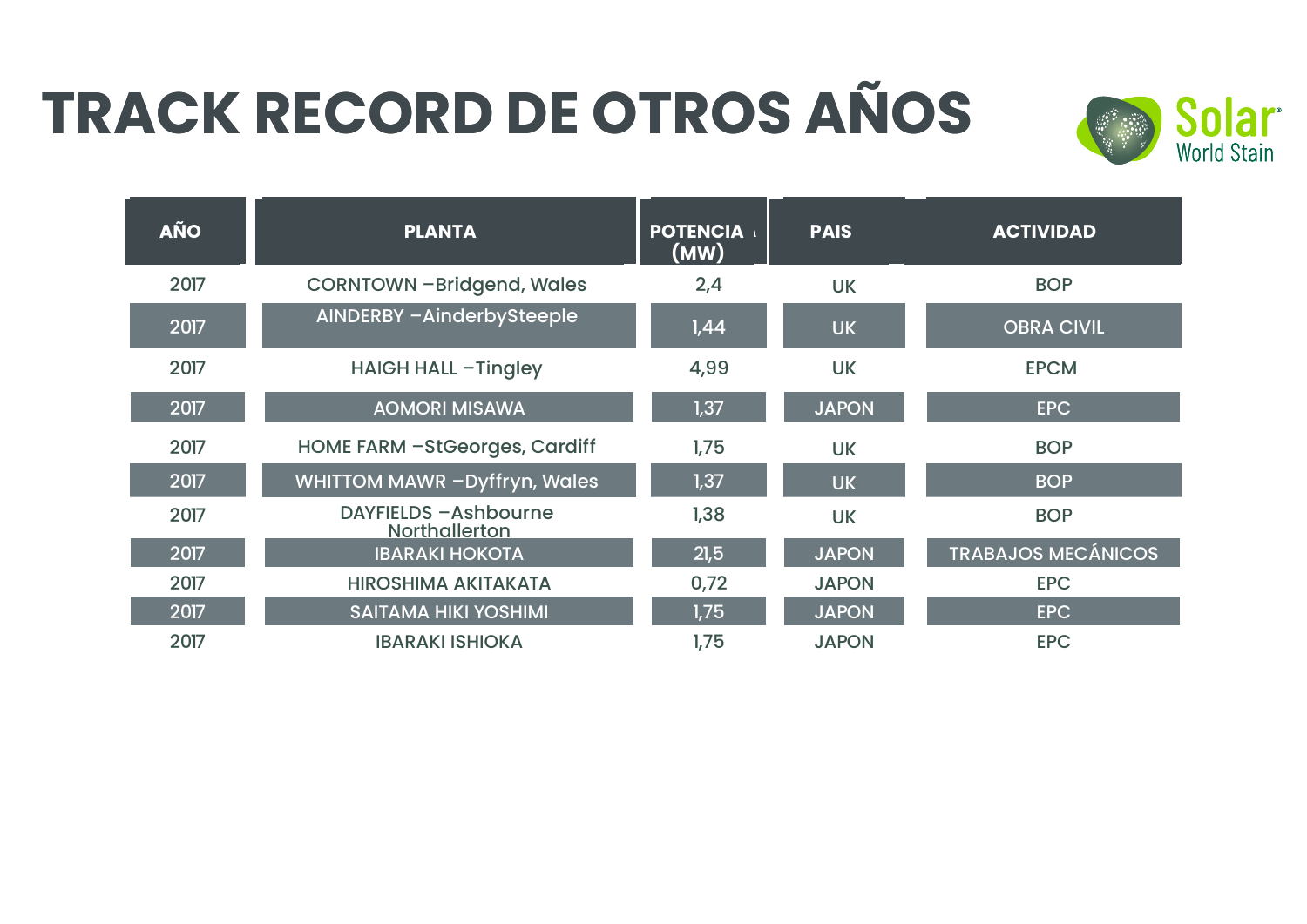# TRACK RECORD DE OTROS AÑOS

Solar World Stain

| AÑO | PLANTA | POTENCIA (MW) | PAIS | ACTIVIDAD |
|---|---|---|---|---|
| 2017 | CORNTOWN –Bridgend, Wales | 2,4 | UK | BOP |
| 2017 | AINDERBY –AinderbySteeple | 1,44 | UK | OBRA CIVIL |
| 2017 | HAIGH HALL –Tingley | 4,99 | UK | EPCM |
| 2017 | AOMORI MISAWA | 1,37 | JAPON | EPC |
| 2017 | HOME FARM –StGeorges, Cardiff | 1,75 | UK | BOP |
| 2017 | WHITTOM MAWR –Dyffryn, Wales | 1,37 | UK | BOP |
| 2017 | DAYFIELDS –Ashbourne Northallerton | 1,38 | UK | BOP |
| 2017 | IBARAKI HOKOTA | 21,5 | JAPON | TRABAJOS MECÁNICOS |
| 2017 | HIROSHIMA AKITAKATA | 0,72 | JAPON | EPC |
| 2017 | SAITAMA HIKI YOSHIMI | 1,75 | JAPON | EPC |
| 2017 | IBARAKI ISHIOKA | 1,75 | JAPON | EPC |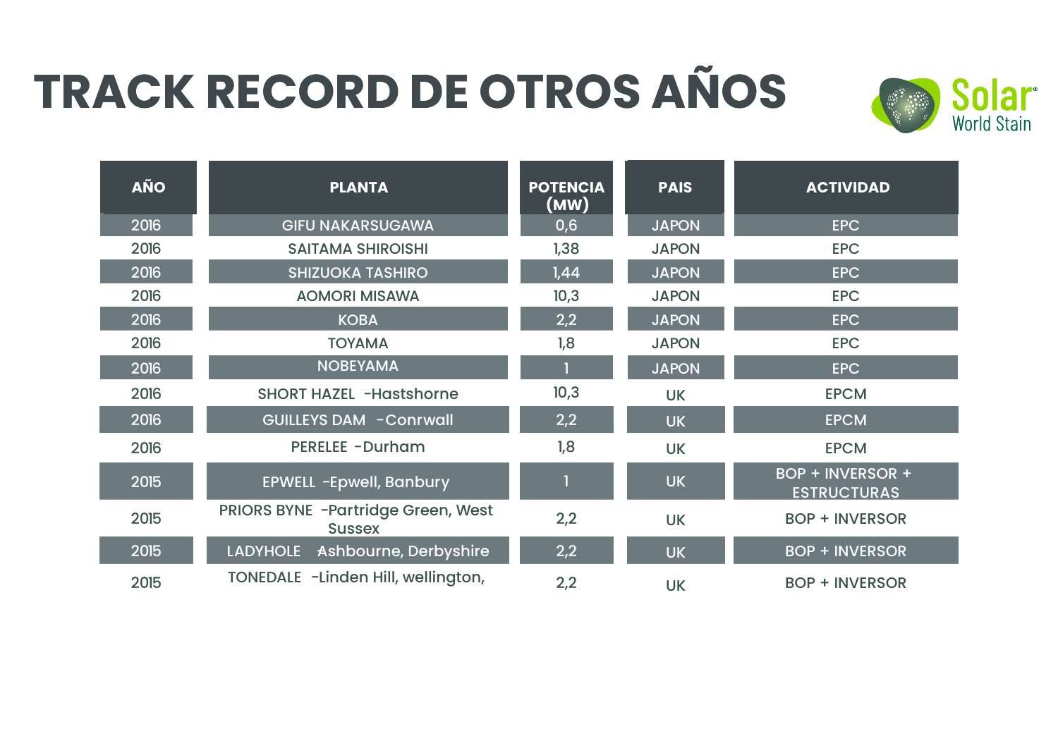# TRACK RECORD DE OTROS AÑOS

Solar World Stain

| AÑO | PLANTA | POTENCIA (MW) | PAIS | ACTIVIDAD |
|---|---|---|---|---|
| 2016 | GIFU NAKARSUGAWA | 0,6 | JAPON | EPC |
| 2016 | SAITAMA SHIROISHI | 1,38 | JAPON | EPC |
| 2016 | SHIZUOKA TASHIRO | 1,44 | JAPON | EPC |
| 2016 | AOMORI MISAWA | 10,3 | JAPON | EPC |
| 2016 | KOBA | 2,2 | JAPON | EPC |
| 2016 | TOYAMA | 1,8 | JAPON | EPC |
| 2016 | NOBEYAMA | 1 | JAPON | EPC |
| 2016 | SHORT HAZEL -Hastshorne | 10,3 | UK | EPCM |
| 2016 | GUILLEYS DAM -Conrwall | 2,2 | UK | EPCM |
| 2016 | PERELEE -Durham | 1,8 | UK | EPCM |
| 2015 | EPWELL -Epwell, Banbury | 1 | UK | BOP + INVERSOR + ESTRUCTURAS |
| 2015 | PRIORS BYNE -Partridge Green, West Sussex | 2,2 | UK | BOP + INVERSOR |
| 2015 | LADYHOLE -Ashbourne, Derbyshire | 2,2 | UK | BOP + INVERSOR |
| 2015 | TONEDALE -Linden Hill, wellington, | 2,2 | UK | BOP + INVERSOR |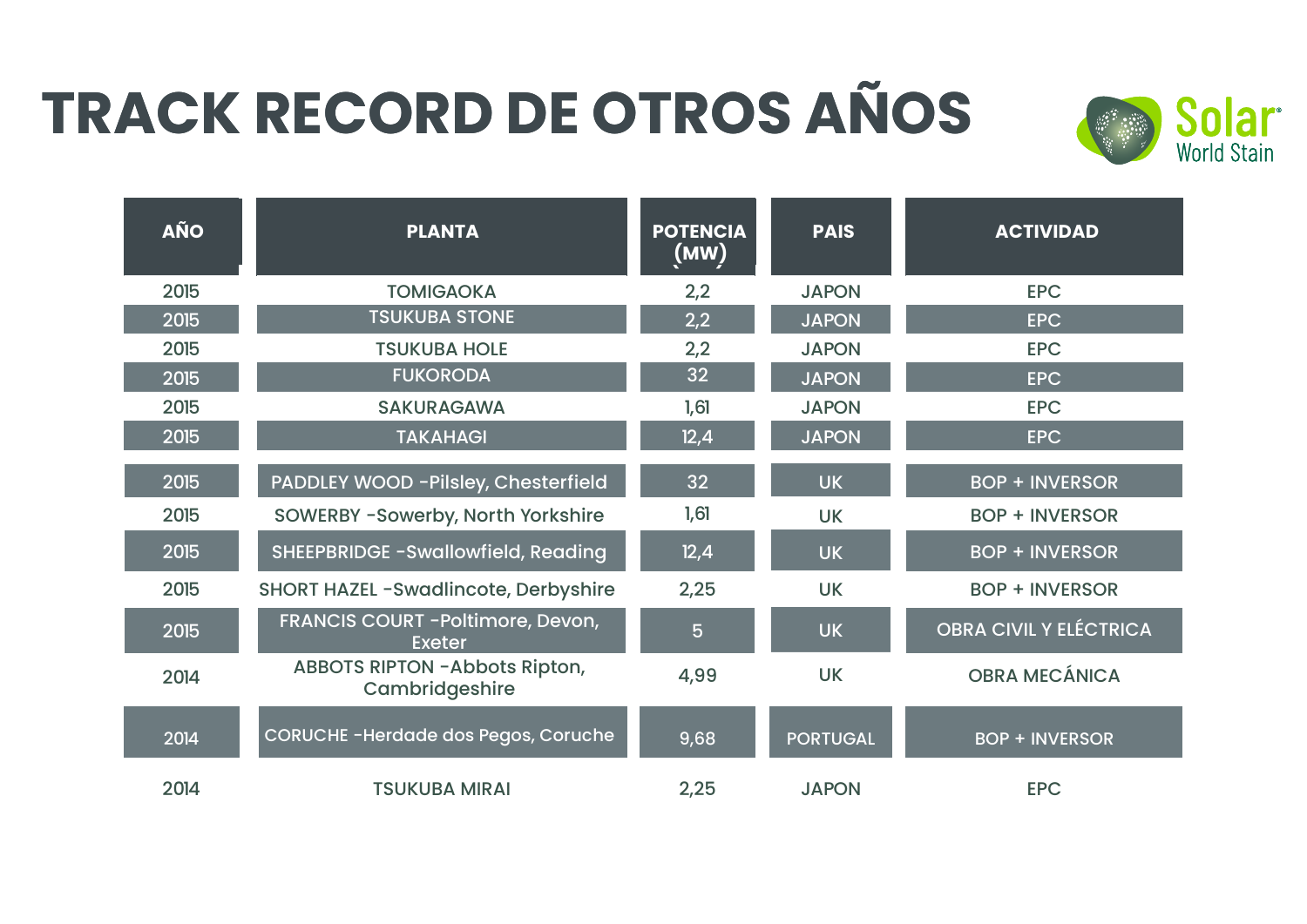# TRACK RECORD DE OTROS AÑOS

Solar World Stain

| AÑO | PLANTA | POTENCIA (MW) | PAIS | ACTIVIDAD |
|---|---|---|---|---|
| 2015 | TOMIGAOKA | 2,2 | JAPON | EPC |
| 2015 | TSUKUBA STONE | 2,2 | JAPON | EPC |
| 2015 | TSUKUBA HOLE | 2,2 | JAPON | EPC |
| 2015 | FUKORODA | 32 | JAPON | EPC |
| 2015 | SAKURAGAWA | 1,61 | JAPON | EPC |
| 2015 | TAKAHAGI | 12,4 | JAPON | EPC |
| 2015 | PADDLEY WOOD -Pilsley, Chesterfield | 32 | UK | BOP + INVERSOR |
| 2015 | SOWERBY -Sowerby, North Yorkshire | 1,61 | UK | BOP + INVERSOR |
| 2015 | SHEEPBRIDGE -Swallowfield, Reading | 12,4 | UK | BOP + INVERSOR |
| 2015 | SHORT HAZEL -Swadlincote, Derbyshire | 2,25 | UK | BOP + INVERSOR |
| 2015 | FRANCIS COURT -Poltimore, Devon, Exeter | 5 | UK | OBRA CIVIL Y ELÉCTRICA |
| 2014 | ABBOTS RIPTON -Abbots Ripton, Cambridgeshire | 4,99 | UK | OBRA MECÁNICA |
| 2014 | CORUCHE -Herdade dos Pegos, Coruche | 9,68 | PORTUGAL | BOP + INVERSOR |
| 2014 | TSUKUBA MIRAI | 2,25 | JAPON | EPC |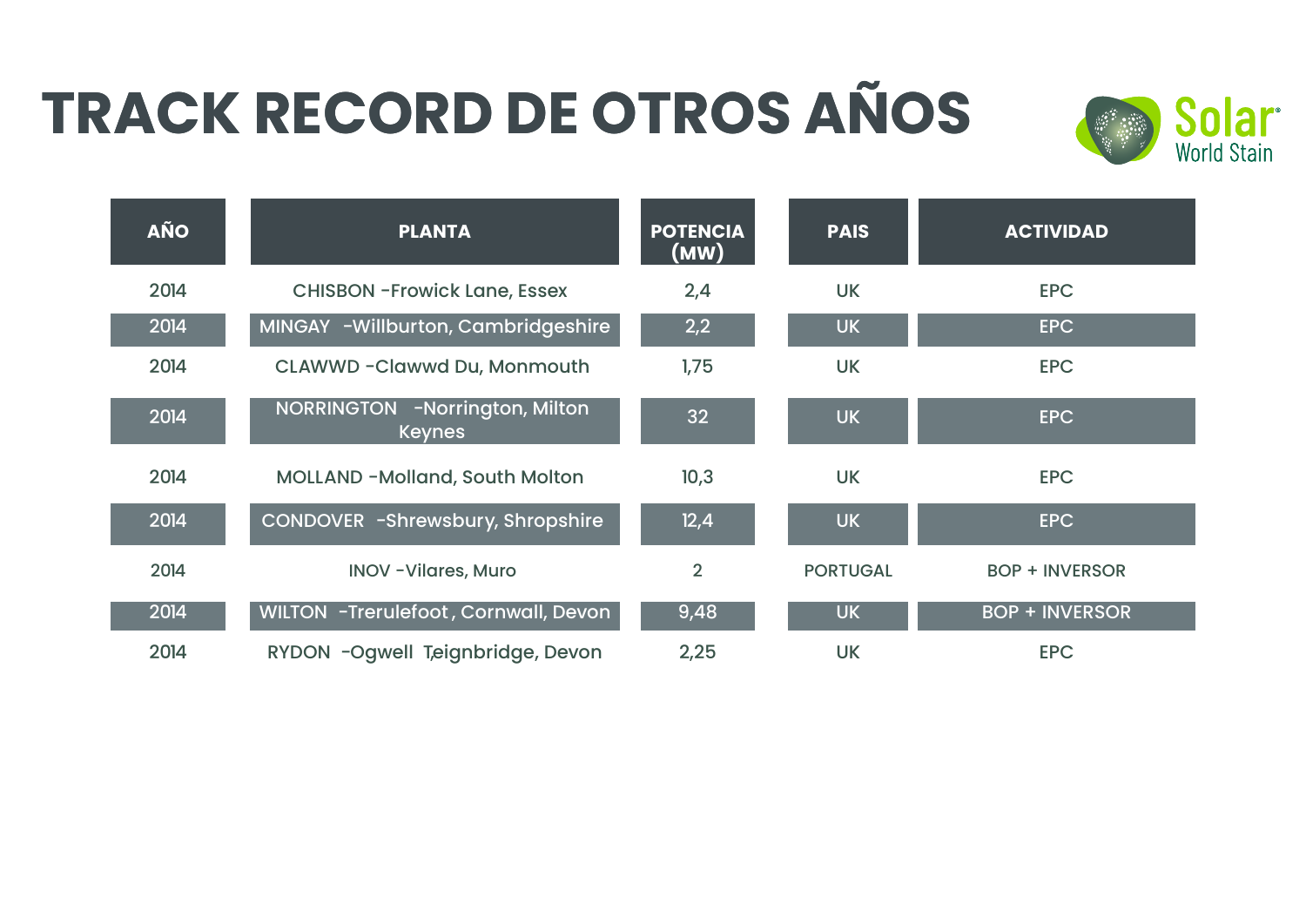# TRACK RECORD DE OTROS AÑOS

Solar World Stain

| AÑO | PLANTA | POTENCIA (MW) | PAIS | ACTIVIDAD |
|---|---|---|---|---|
| 2014 | CHISBON -Frowick Lane, Essex | 2,4 | UK | EPC |
| 2014 | MINGAY -Willburton, Cambridgeshire | 2,2 | UK | EPC |
| 2014 | CLAWWD -Clawwd Du, Monmouth | 1,75 | UK | EPC |
| 2014 | NORRINGTON -Norrington, Milton Keynes | 32 | UK | EPC |
| 2014 | MOLLAND -Molland, South Molton | 10,3 | UK | EPC |
| 2014 | CONDOVER -Shrewsbury, Shropshire | 12,4 | UK | EPC |
| 2014 | INOV -Vilares, Muro | 2 | PORTUGAL | BOP + INVERSOR |
| 2014 | WILTON -Trerulefoot, Cornwall, Devon | 9,48 | UK | BOP + INVERSOR |
| 2014 | RYDON -Ogwell T,eignbridge, Devon | 2,25 | UK | EPC |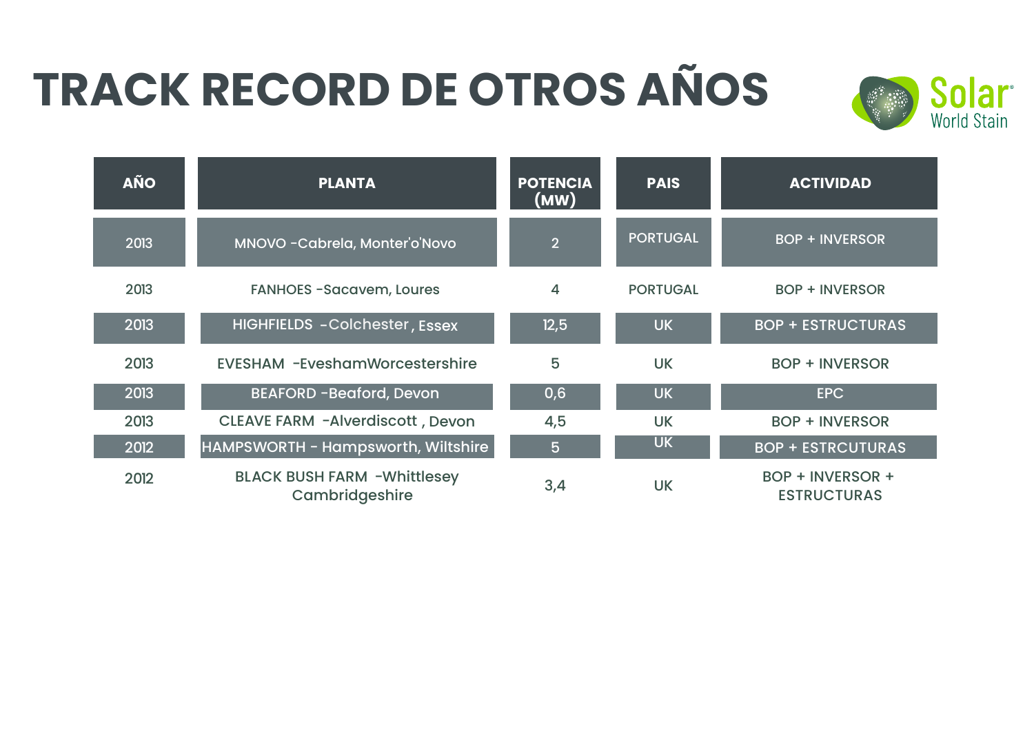# TRACK RECORD DE OTROS AÑOS

Solar World Stain

| AÑO | PLANTA | POTENCIA (MW) | PAIS | ACTIVIDAD |
|---|---|---|---|---|
| 2013 | MNOVO -Cabrela, Monter'o'Novo | 2 | PORTUGAL | BOP + INVERSOR |
| 2013 | FANHOES -Sacavem, Loures | 4 | PORTUGAL | BOP + INVERSOR |
| 2013 | HIGHFIELDS -Colchester, Essex | 12,5 | UK | BOP + ESTRUCTURAS |
| 2013 | EVESHAM -EveshamWorcestershire | 5 | UK | BOP + INVERSOR |
| 2013 | BEAFORD -Beaford, Devon | 0,6 | UK | EPC |
| 2013 | CLEAVE FARM -Alverdiscott , Devon | 4,5 | UK | BOP + INVERSOR |
| 2012 | HAMPSWORTH - Hampsworth, Wiltshire | 5 | UK | BOP + ESTRCUTURAS |
| 2012 | BLACK BUSH FARM -Whittlesey Cambridgeshire | 3,4 | UK | BOP + INVERSOR + ESTRUCTURAS |